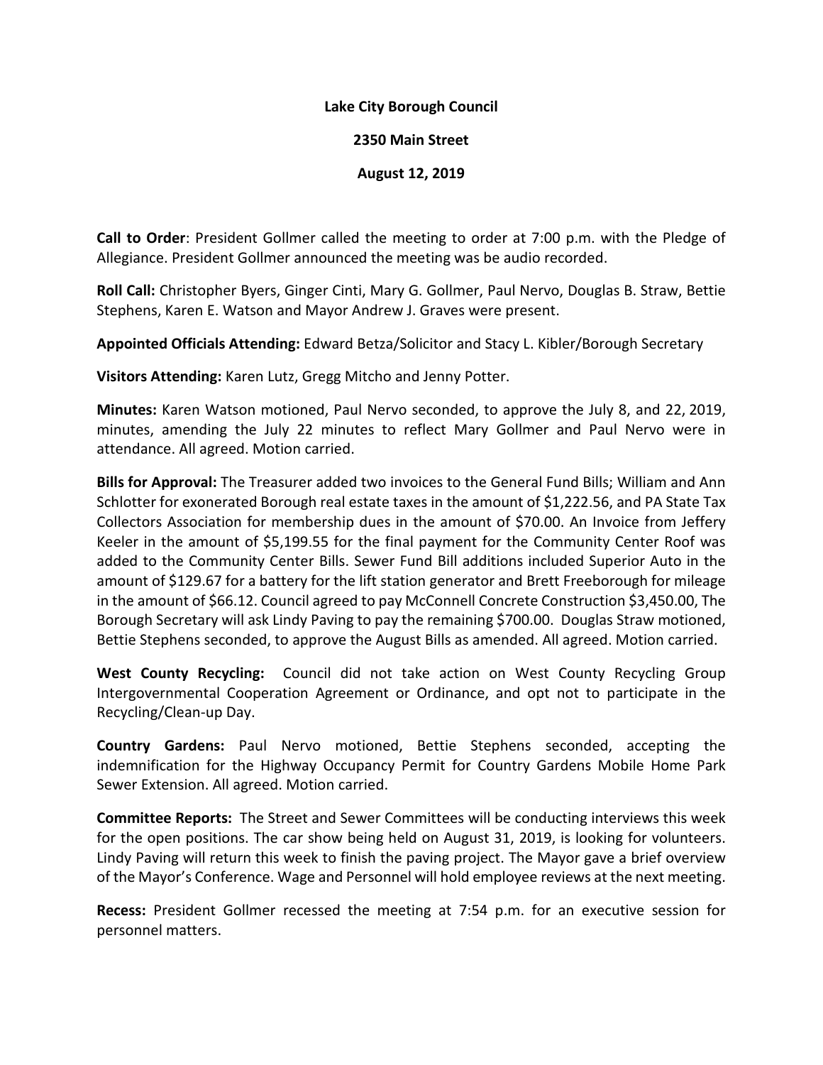**Lake City Borough Council**

**2350 Main Street**

**August 12, 2019**

**Call to Order**: President Gollmer called the meeting to order at 7:00 p.m. with the Pledge of Allegiance. President Gollmer announced the meeting was be audio recorded.

**Roll Call:** Christopher Byers, Ginger Cinti, Mary G. Gollmer, Paul Nervo, Douglas B. Straw, Bettie Stephens, Karen E. Watson and Mayor Andrew J. Graves were present.

**Appointed Officials Attending:** Edward Betza/Solicitor and Stacy L. Kibler/Borough Secretary

**Visitors Attending:** Karen Lutz, Gregg Mitcho and Jenny Potter.

**Minutes:** Karen Watson motioned, Paul Nervo seconded, to approve the July 8, and 22, 2019, minutes, amending the July 22 minutes to reflect Mary Gollmer and Paul Nervo were in attendance. All agreed. Motion carried.

**Bills for Approval:** The Treasurer added two invoices to the General Fund Bills; William and Ann Schlotter for exonerated Borough real estate taxes in the amount of $1,222.56, and PA State Tax Collectors Association for membership dues in the amount of $70.00. An Invoice from Jeffery Keeler in the amount of $5,199.55 for the final payment for the Community Center Roof was added to the Community Center Bills. Sewer Fund Bill additions included Superior Auto in the amount of $129.67 for a battery for the lift station generator and Brett Freeborough for mileage in the amount of $66.12. Council agreed to pay McConnell Concrete Construction $3,450.00, The Borough Secretary will ask Lindy Paving to pay the remaining $700.00. Douglas Straw motioned, Bettie Stephens seconded, to approve the August Bills as amended. All agreed. Motion carried.

**West County Recycling:** Council did not take action on West County Recycling Group Intergovernmental Cooperation Agreement or Ordinance, and opt not to participate in the Recycling/Clean-up Day.

**Country Gardens:** Paul Nervo motioned, Bettie Stephens seconded, accepting the indemnification for the Highway Occupancy Permit for Country Gardens Mobile Home Park Sewer Extension. All agreed. Motion carried.

**Committee Reports:** The Street and Sewer Committees will be conducting interviews this week for the open positions. The car show being held on August 31, 2019, is looking for volunteers. Lindy Paving will return this week to finish the paving project. The Mayor gave a brief overview of the Mayor's Conference. Wage and Personnel will hold employee reviews at the next meeting.

**Recess:** President Gollmer recessed the meeting at 7:54 p.m. for an executive session for personnel matters.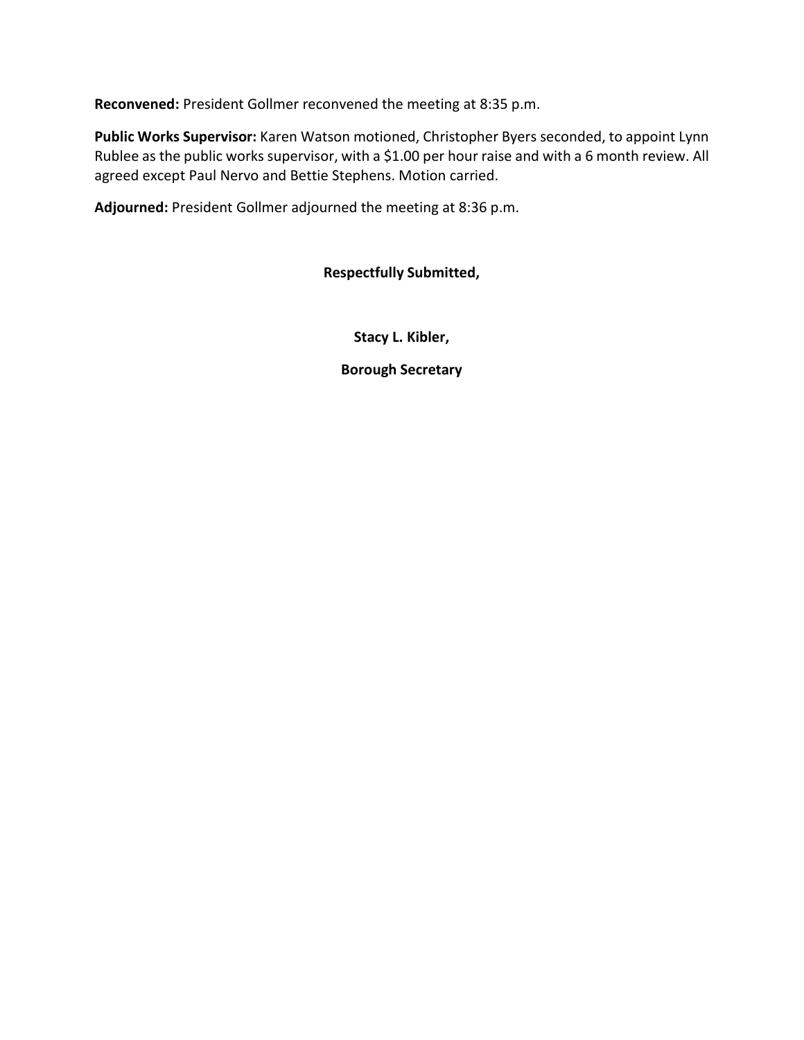**Reconvened:** President Gollmer reconvened the meeting at 8:35 p.m.

**Public Works Supervisor:** Karen Watson motioned, Christopher Byers seconded, to appoint Lynn Rublee as the public works supervisor, with a $1.00 per hour raise and with a 6 month review. All agreed except Paul Nervo and Bettie Stephens. Motion carried.

**Adjourned:** President Gollmer adjourned the meeting at 8:36 p.m.

**Respectfully Submitted,**

**Stacy L. Kibler,**

**Borough Secretary**